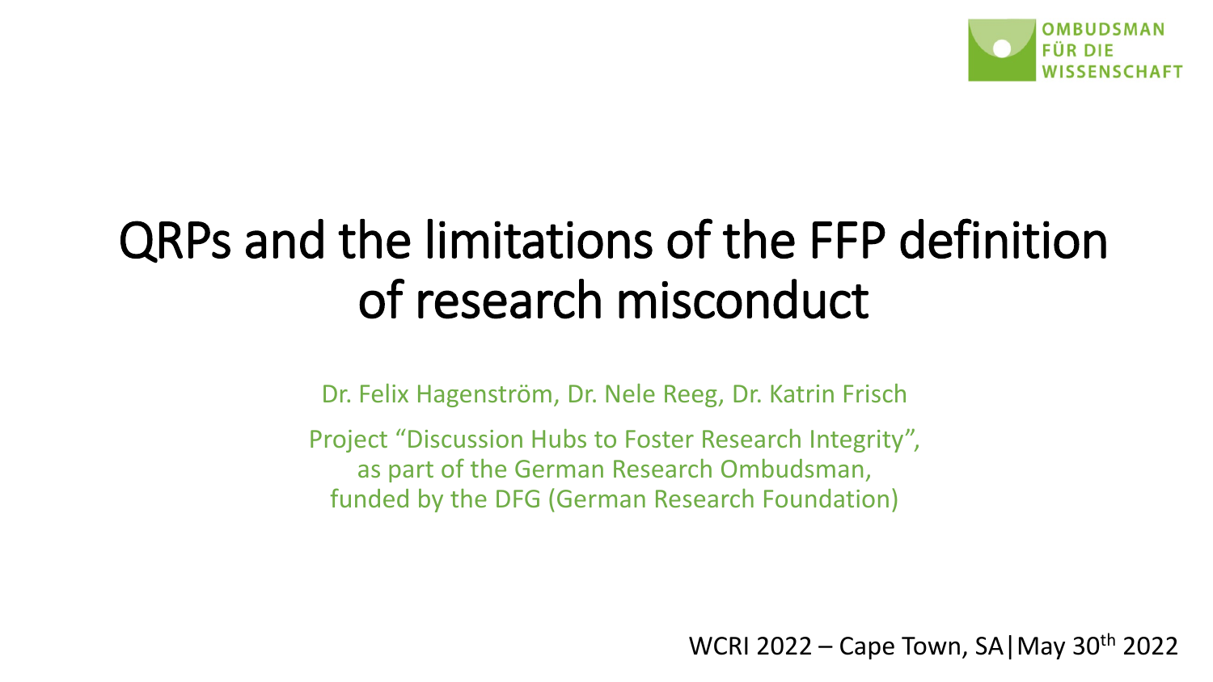OMBUDSMAN FÜR DIE WISSENSCHAFT

# QRPs and the limitations of the FFP definition of research misconduct

Dr. Felix Hagenström, Dr. Nele Reeg, Dr. Katrin Frisch

Project "Discussion Hubs to Foster Research Integrity", as part of the German Research Ombudsman, funded by the DFG (German Research Foundation)

WCRI 2022 – Cape Town, SA|May 30th 2022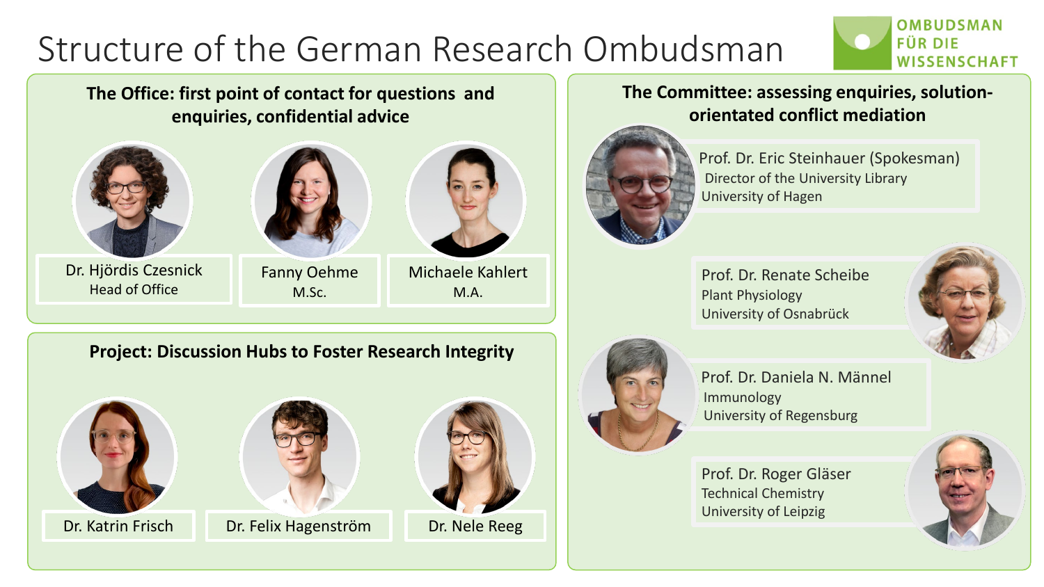# Structure of the German Research Ombudsman

OMBUDSMAN FÜR DIE WISSENSCHAFT

## The Office: first point of contact for questions and enquiries, confidential advice

- Dr. Hjördis Czesnick
  Head of Office
- Fanny Oehme
  M.Sc.
- Michaele Kahlert
  M.A.

## Project: Discussion Hubs to Foster Research Integrity

- Dr. Katrin Frisch
- Dr. Felix Hagenström
- Dr. Nele Reeg

## The Committee: assessing enquiries, solution-orientated conflict mediation

- Prof. Dr. Eric Steinhauer (Spokesman)
  Director of the University Library
  University of Hagen
- Prof. Dr. Renate Scheibe
  Plant Physiology
  University of Osnabrück
- Prof. Dr. Daniela N. Männel
  Immunology
  University of Regensburg
- Prof. Dr. Roger Gläser
  Technical Chemistry
  University of Leipzig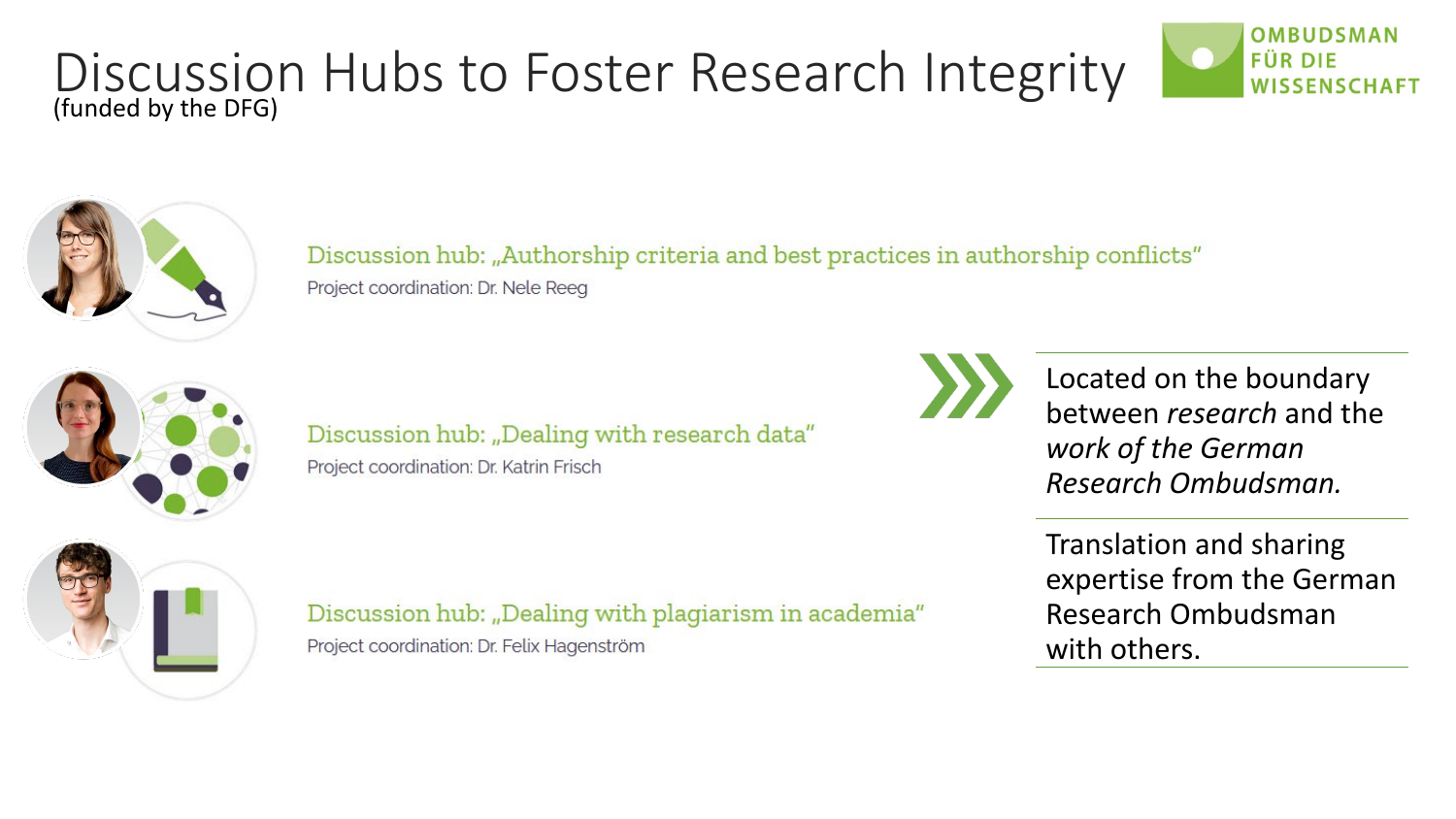# Discussion Hubs to Foster Research Integrity

(funded by the DFG)

OMBUDSMAN FÜR DIE WISSENSCHAFT

Discussion hub: „Authorship criteria and best practices in authorship conflicts"

Project coordination: Dr. Nele Reeg

Discussion hub: „Dealing with research data"

Project coordination: Dr. Katrin Frisch

Discussion hub: „Dealing with plagiarism in academia"

Project coordination: Dr. Felix Hagenström

Located on the boundary between *research* and the *work of the German Research Ombudsman.*

Translation and sharing expertise from the German Research Ombudsman with others.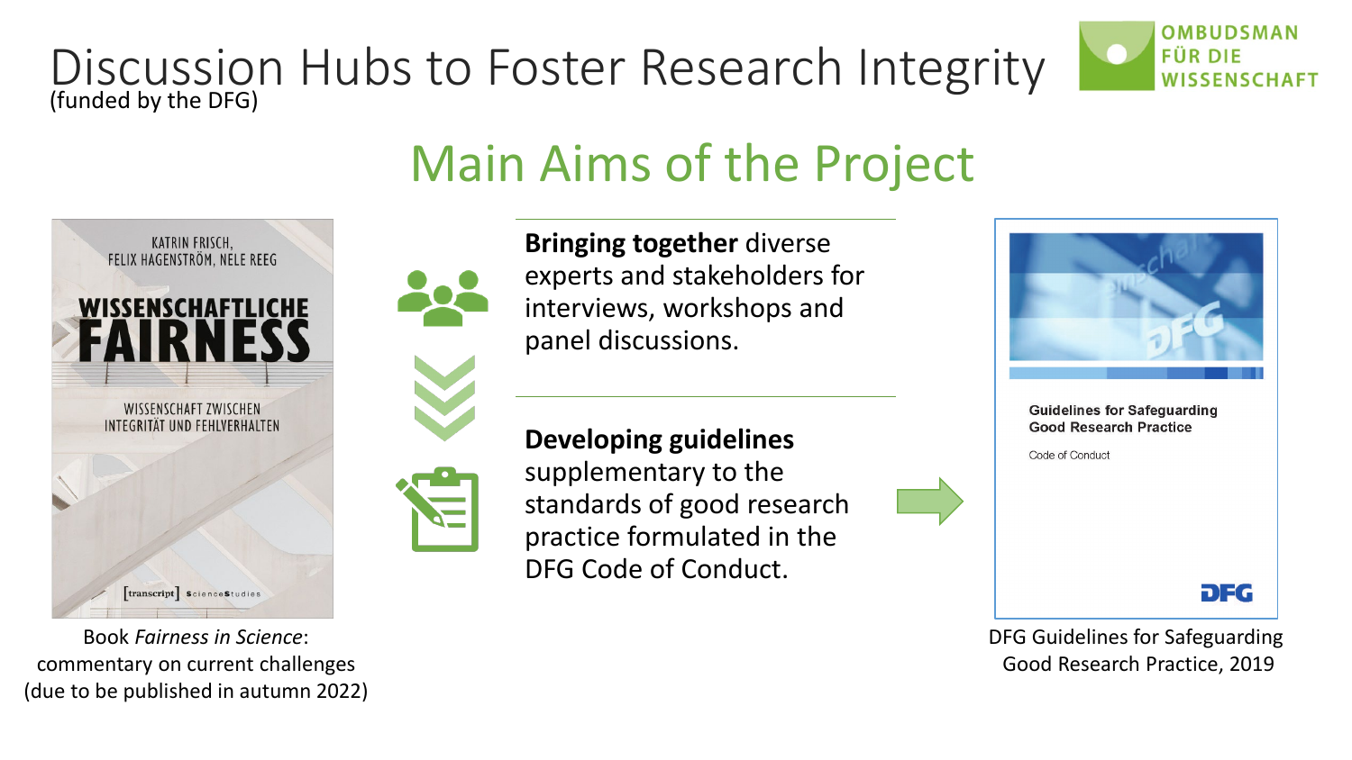# Discussion Hubs to Foster Research Integrity

(funded by the DFG)

## Main Aims of the Project

**Bringing together** diverse experts and stakeholders for interviews, workshops and panel discussions.

**Developing guidelines** supplementary to the standards of good research practice formulated in the DFG Code of Conduct.

Book *Fairness in Science*: commentary on current challenges (due to be published in autumn 2022)

DFG Guidelines for Safeguarding Good Research Practice, 2019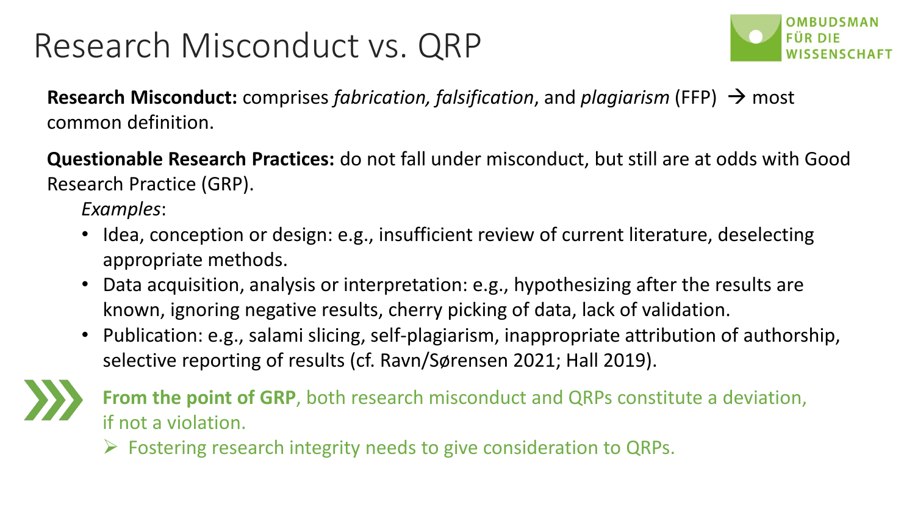# Research Misconduct vs. QRP

**Research Misconduct:** comprises *fabrication, falsification*, and *plagiarism* (FFP) → most common definition.

**Questionable Research Practices:** do not fall under misconduct, but still are at odds with Good Research Practice (GRP).

*Examples*:

- Idea, conception or design: e.g., insufficient review of current literature, deselecting appropriate methods.
- Data acquisition, analysis or interpretation: e.g., hypothesizing after the results are known, ignoring negative results, cherry picking of data, lack of validation.
- Publication: e.g., salami slicing, self-plagiarism, inappropriate attribution of authorship, selective reporting of results (cf. Ravn/Sørensen 2021; Hall 2019).

**From the point of GRP**, both research misconduct and QRPs constitute a deviation, if not a violation.

- Fostering research integrity needs to give consideration to QRPs.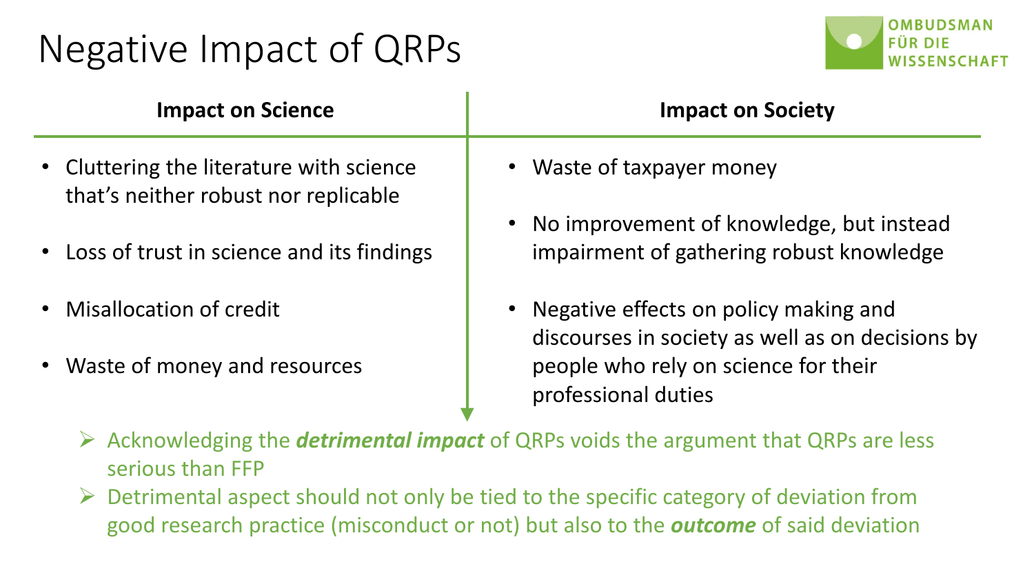# Negative Impact of QRPs

| Impact on Science | Impact on Society |
| --- | --- |
| • Cluttering the literature with science that's neither robust nor replicable | • Waste of taxpayer money |
| • Loss of trust in science and its findings | • No improvement of knowledge, but instead impairment of gathering robust knowledge |
| • Misallocation of credit | • Negative effects on policy making and discourses in society as well as on decisions by people who rely on science for their professional duties |
| • Waste of money and resources | |

- Acknowledging the ***detrimental impact*** of QRPs voids the argument that QRPs are less serious than FFP
- Detrimental aspect should not only be tied to the specific category of deviation from good research practice (misconduct or not) but also to the ***outcome*** of said deviation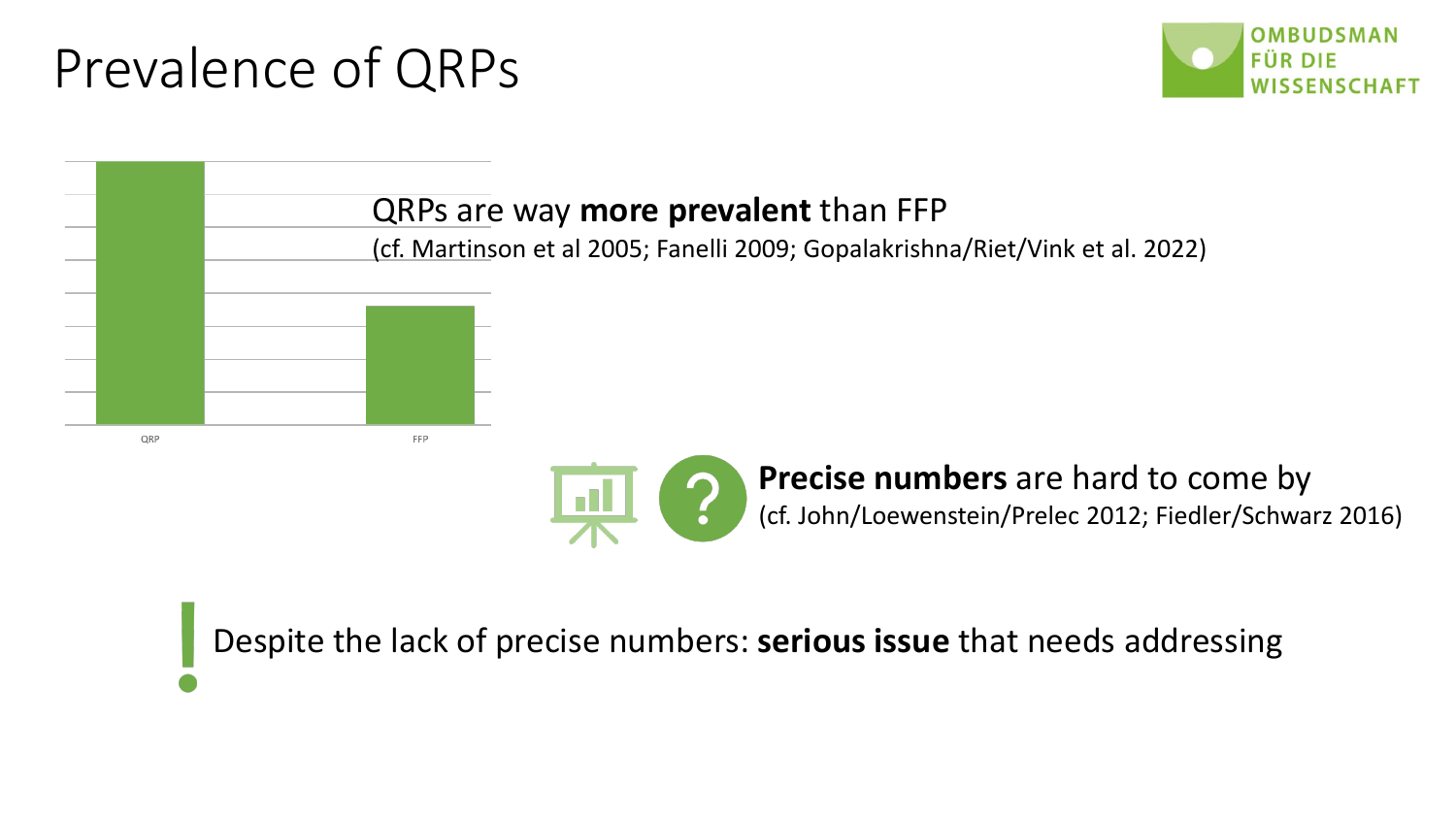# Prevalence of QRPs

QRP FFP

QRPs are way **more prevalent** than FFP
(cf. Martinson et al 2005; Fanelli 2009; Gopalakrishna/Riet/Vink et al. 2022)

**Precise numbers** are hard to come by
(cf. John/Loewenstein/Prelec 2012; Fiedler/Schwarz 2016)

Despite the lack of precise numbers: **serious issue** that needs addressing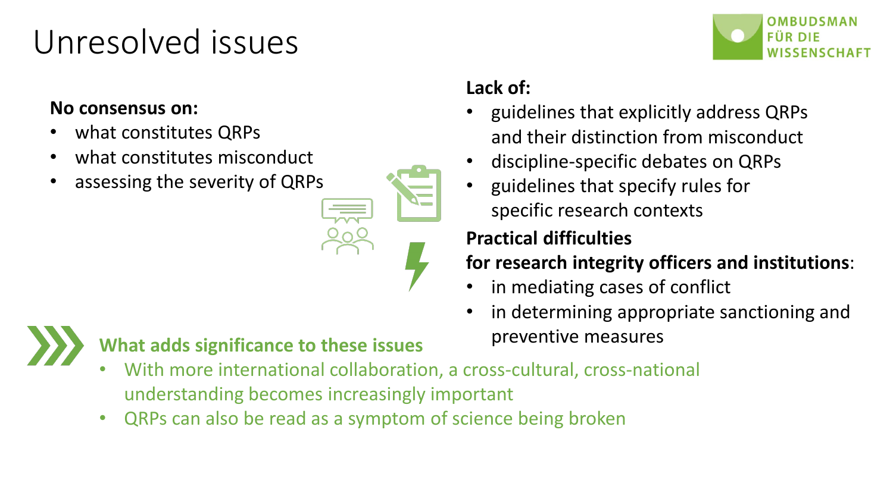# Unresolved issues

**No consensus on:**

- what constitutes QRPs
- what constitutes misconduct
- assessing the severity of QRPs

**Lack of:**

- guidelines that explicitly address QRPs and their distinction from misconduct
- discipline-specific debates on QRPs
- guidelines that specify rules for specific research contexts

**Practical difficulties for research integrity officers and institutions**:

- in mediating cases of conflict
- in determining appropriate sanctioning and preventive measures

**What adds significance to these issues**

- With more international collaboration, a cross-cultural, cross-national understanding becomes increasingly important
- QRPs can also be read as a symptom of science being broken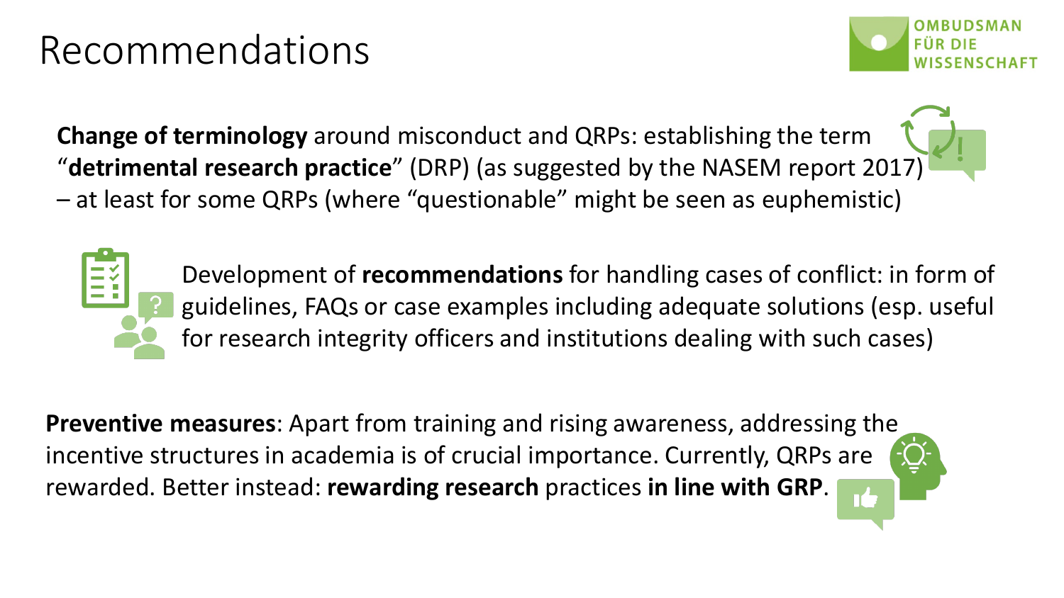# Recommendations

**Change of terminology** around misconduct and QRPs: establishing the term "**detrimental research practice**" (DRP) (as suggested by the NASEM report 2017) – at least for some QRPs (where "questionable" might be seen as euphemistic)

Development of **recommendations** for handling cases of conflict: in form of guidelines, FAQs or case examples including adequate solutions (esp. useful for research integrity officers and institutions dealing with such cases)

**Preventive measures**: Apart from training and rising awareness, addressing the incentive structures in academia is of crucial importance. Currently, QRPs are rewarded. Better instead: **rewarding research** practices **in line with GRP**.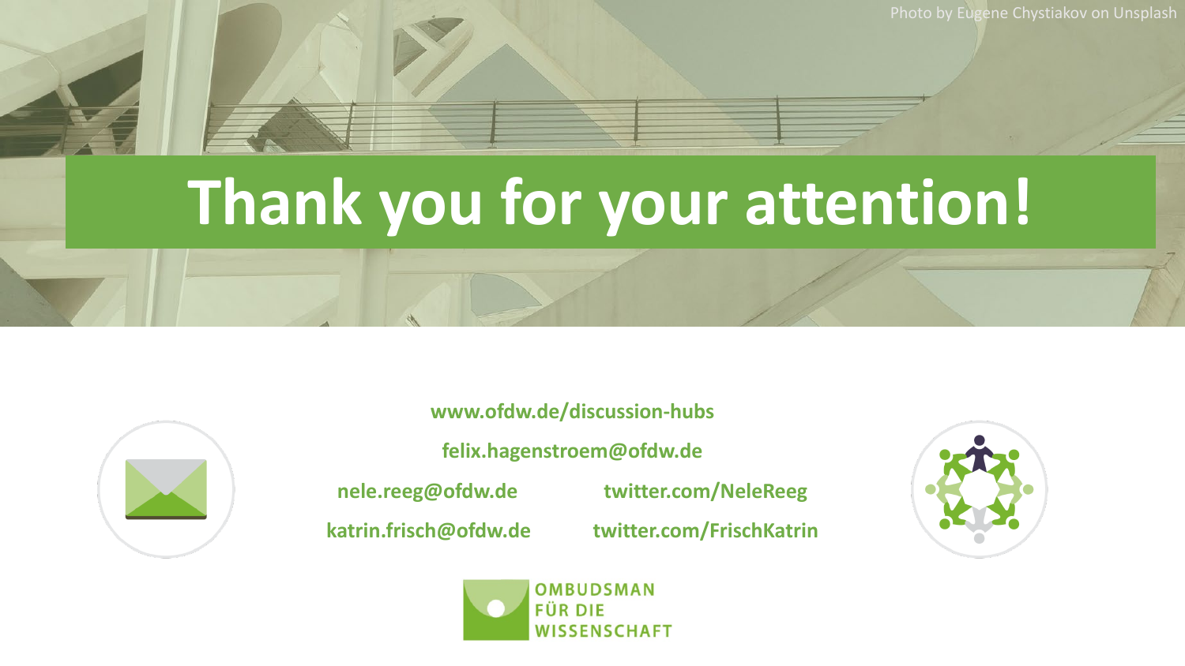Photo by Eugene Chystiakov on Unsplash

# Thank you for your attention!

www.ofdw.de/discussion-hubs

felix.hagenstroem@ofdw.de

nele.reeg@ofdw.de twitter.com/NeleReeg

katrin.frisch@ofdw.de twitter.com/FrischKatrin

OMBUDSMAN FÜR DIE WISSENSCHAFT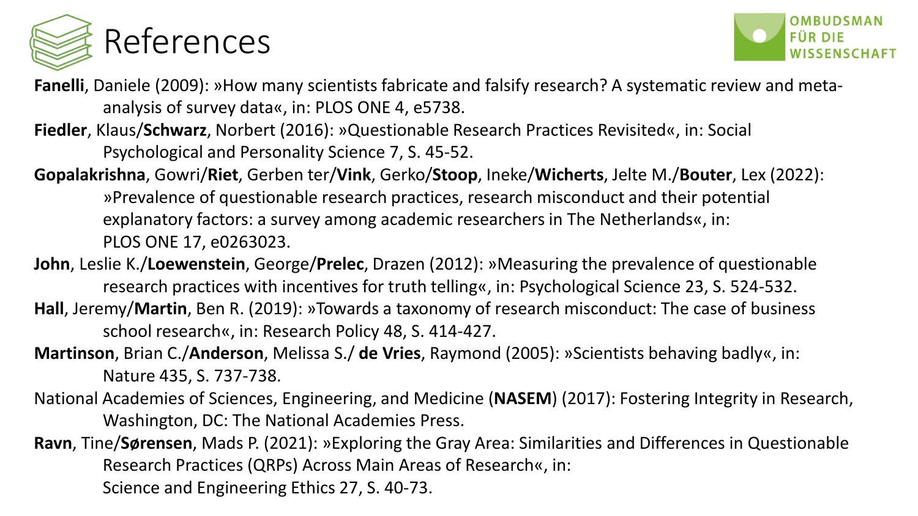# References

**Fanelli**, Daniele (2009): »How many scientists fabricate and falsify research? A systematic review and meta-analysis of survey data«, in: PLOS ONE 4, e5738.

**Fiedler**, Klaus/**Schwarz**, Norbert (2016): »Questionable Research Practices Revisited«, in: Social Psychological and Personality Science 7, S. 45-52.

**Gopalakrishna**, Gowri/**Riet**, Gerben ter/**Vink**, Gerko/**Stoop**, Ineke/**Wicherts**, Jelte M./**Bouter**, Lex (2022): »Prevalence of questionable research practices, research misconduct and their potential explanatory factors: a survey among academic researchers in The Netherlands«, in: PLOS ONE 17, e0263023.

**John**, Leslie K./**Loewenstein**, George/**Prelec**, Drazen (2012): »Measuring the prevalence of questionable research practices with incentives for truth telling«, in: Psychological Science 23, S. 524-532.

**Hall**, Jeremy/**Martin**, Ben R. (2019): »Towards a taxonomy of research misconduct: The case of business school research«, in: Research Policy 48, S. 414-427.

**Martinson**, Brian C./**Anderson**, Melissa S./ **de Vries**, Raymond (2005): »Scientists behaving badly«, in: Nature 435, S. 737-738.

National Academies of Sciences, Engineering, and Medicine (**NASEM**) (2017): Fostering Integrity in Research, Washington, DC: The National Academies Press.

**Ravn**, Tine/**Sørensen**, Mads P. (2021): »Exploring the Gray Area: Similarities and Differences in Questionable Research Practices (QRPs) Across Main Areas of Research«, in: Science and Engineering Ethics 27, S. 40-73.